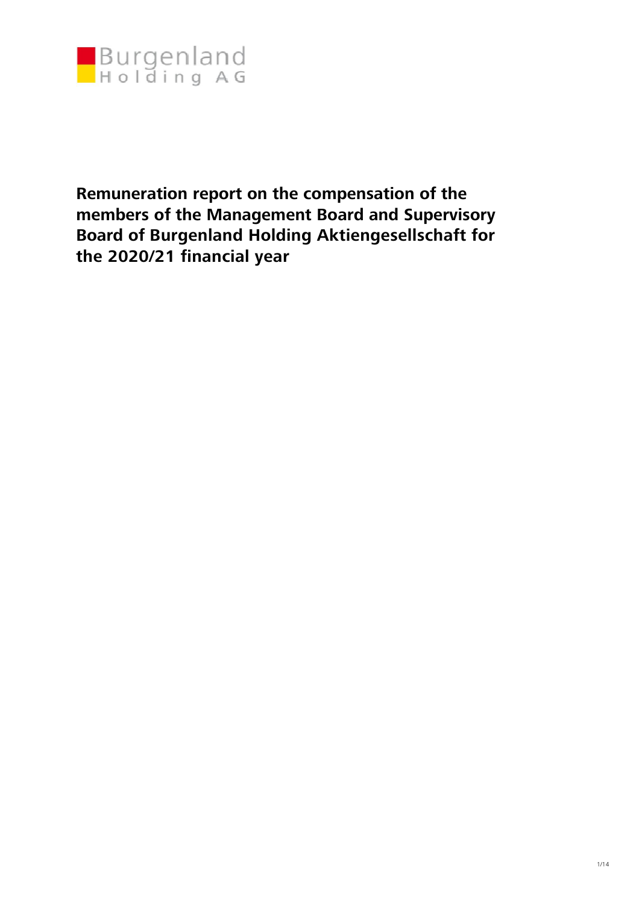Burgenland
Holding AG

# Remuneration report on the compensation of the members of the Management Board and Supervisory Board of Burgenland Holding Aktiengesellschaft for the 2020/21 financial year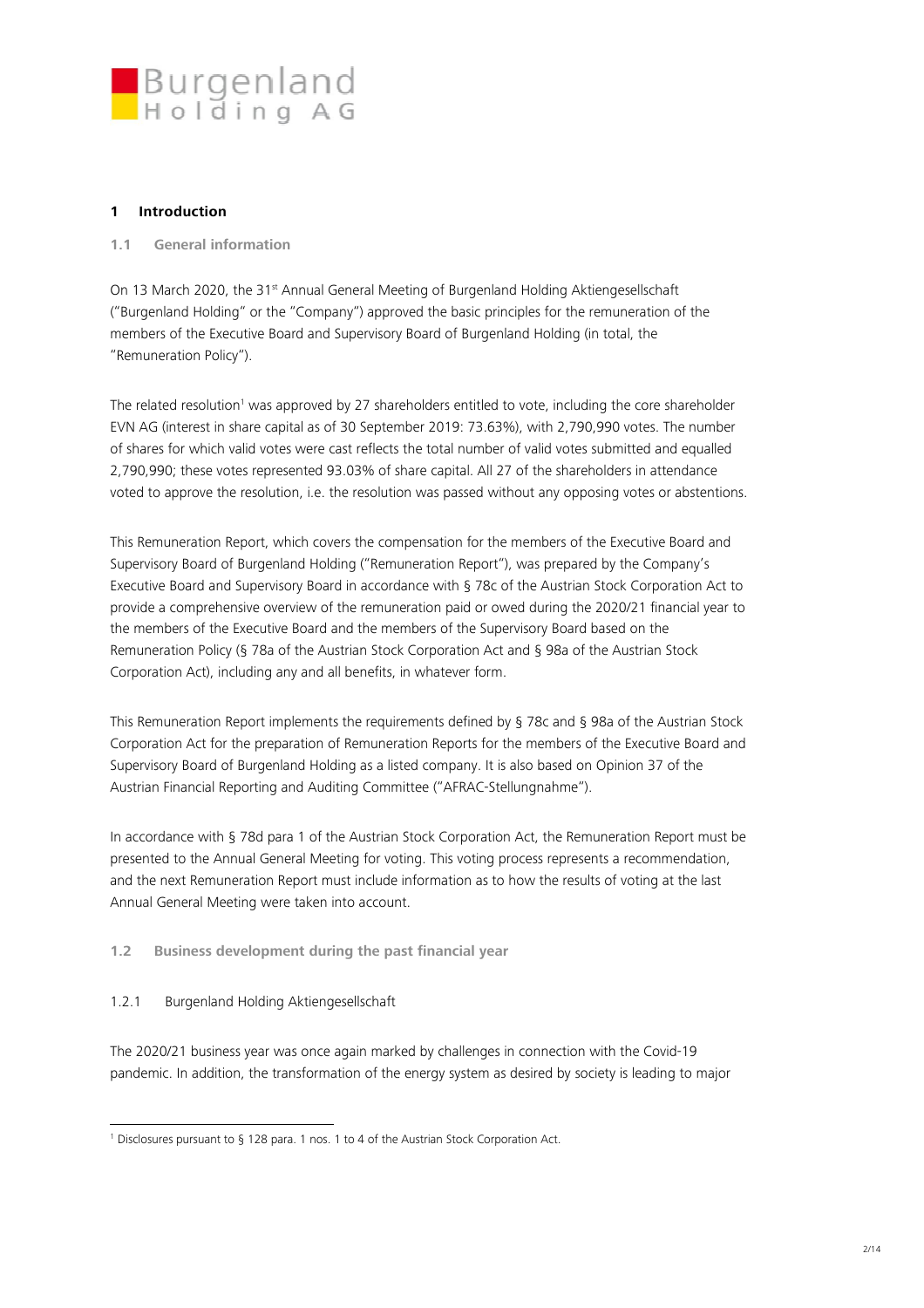## 1 Introduction

### 1.1 General information

On 13 March 2020, the 31st Annual General Meeting of Burgenland Holding Aktiengesellschaft ("Burgenland Holding" or the "Company") approved the basic principles for the remuneration of the members of the Executive Board and Supervisory Board of Burgenland Holding (in total, the "Remuneration Policy").

The related resolution[1] was approved by 27 shareholders entitled to vote, including the core shareholder EVN AG (interest in share capital as of 30 September 2019: 73.63%), with 2,790,990 votes. The number of shares for which valid votes were cast reflects the total number of valid votes submitted and equalled 2,790,990; these votes represented 93.03% of share capital. All 27 of the shareholders in attendance voted to approve the resolution, i.e. the resolution was passed without any opposing votes or abstentions.

This Remuneration Report, which covers the compensation for the members of the Executive Board and Supervisory Board of Burgenland Holding ("Remuneration Report"), was prepared by the Company's Executive Board and Supervisory Board in accordance with § 78c of the Austrian Stock Corporation Act to provide a comprehensive overview of the remuneration paid or owed during the 2020/21 financial year to the members of the Executive Board and the members of the Supervisory Board based on the Remuneration Policy (§ 78a of the Austrian Stock Corporation Act and § 98a of the Austrian Stock Corporation Act), including any and all benefits, in whatever form.

This Remuneration Report implements the requirements defined by § 78c and § 98a of the Austrian Stock Corporation Act for the preparation of Remuneration Reports for the members of the Executive Board and Supervisory Board of Burgenland Holding as a listed company. It is also based on Opinion 37 of the Austrian Financial Reporting and Auditing Committee ("AFRAC-Stellungnahme").

In accordance with § 78d para 1 of the Austrian Stock Corporation Act, the Remuneration Report must be presented to the Annual General Meeting for voting. This voting process represents a recommendation, and the next Remuneration Report must include information as to how the results of voting at the last Annual General Meeting were taken into account.

### 1.2 Business development during the past financial year

#### 1.2.1 Burgenland Holding Aktiengesellschaft

The 2020/21 business year was once again marked by challenges in connection with the Covid-19 pandemic. In addition, the transformation of the energy system as desired by society is leading to major

---

[1] Disclosures pursuant to § 128 para. 1 nos. 1 to 4 of the Austrian Stock Corporation Act.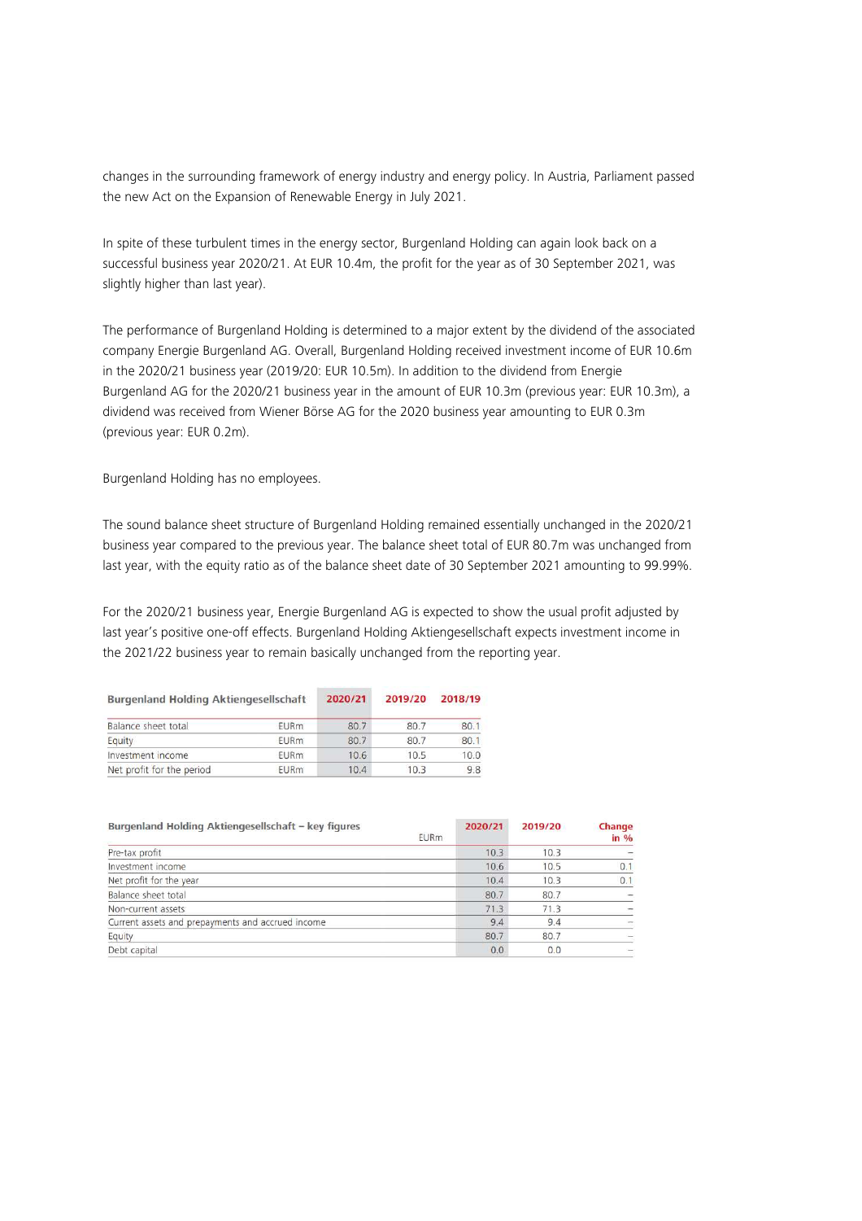changes in the surrounding framework of energy industry and energy policy. In Austria, Parliament passed the new Act on the Expansion of Renewable Energy in July 2021.

In spite of these turbulent times in the energy sector, Burgenland Holding can again look back on a successful business year 2020/21. At EUR 10.4m, the profit for the year as of 30 September 2021, was slightly higher than last year).

The performance of Burgenland Holding is determined to a major extent by the dividend of the associated company Energie Burgenland AG. Overall, Burgenland Holding received investment income of EUR 10.6m in the 2020/21 business year (2019/20: EUR 10.5m). In addition to the dividend from Energie Burgenland AG for the 2020/21 business year in the amount of EUR 10.3m (previous year: EUR 10.3m), a dividend was received from Wiener Börse AG for the 2020 business year amounting to EUR 0.3m (previous year: EUR 0.2m).

Burgenland Holding has no employees.

The sound balance sheet structure of Burgenland Holding remained essentially unchanged in the 2020/21 business year compared to the previous year. The balance sheet total of EUR 80.7m was unchanged from last year, with the equity ratio as of the balance sheet date of 30 September 2021 amounting to 99.99%.

For the 2020/21 business year, Energie Burgenland AG is expected to show the usual profit adjusted by last year's positive one-off effects. Burgenland Holding Aktiengesellschaft expects investment income in the 2021/22 business year to remain basically unchanged from the reporting year.

| Burgenland Holding Aktiengesellschaft | | 2020/21 | 2019/20 | 2018/19 |
|---|---|---|---|---|
| Balance sheet total | EURm | 80.7 | 80.7 | 80.1 |
| Equity | EURm | 80.7 | 80.7 | 80.1 |
| Investment income | EURm | 10.6 | 10.5 | 10.0 |
| Net profit for the period | EURm | 10.4 | 10.3 | 9.8 |

| Burgenland Holding Aktiengesellschaft – key figures | EURm | 2020/21 | 2019/20 | Change in % |
|---|---|---|---|---|
| Pre-tax profit | | 10.3 | 10.3 | – |
| Investment income | | 10.6 | 10.5 | 0.1 |
| Net profit for the year | | 10.4 | 10.3 | 0.1 |
| Balance sheet total | | 80.7 | 80.7 | – |
| Non-current assets | | 71.3 | 71.3 | – |
| Current assets and prepayments and accrued income | | 9.4 | 9.4 | – |
| Equity | | 80.7 | 80.7 | – |
| Debt capital | | 0.0 | 0.0 | – |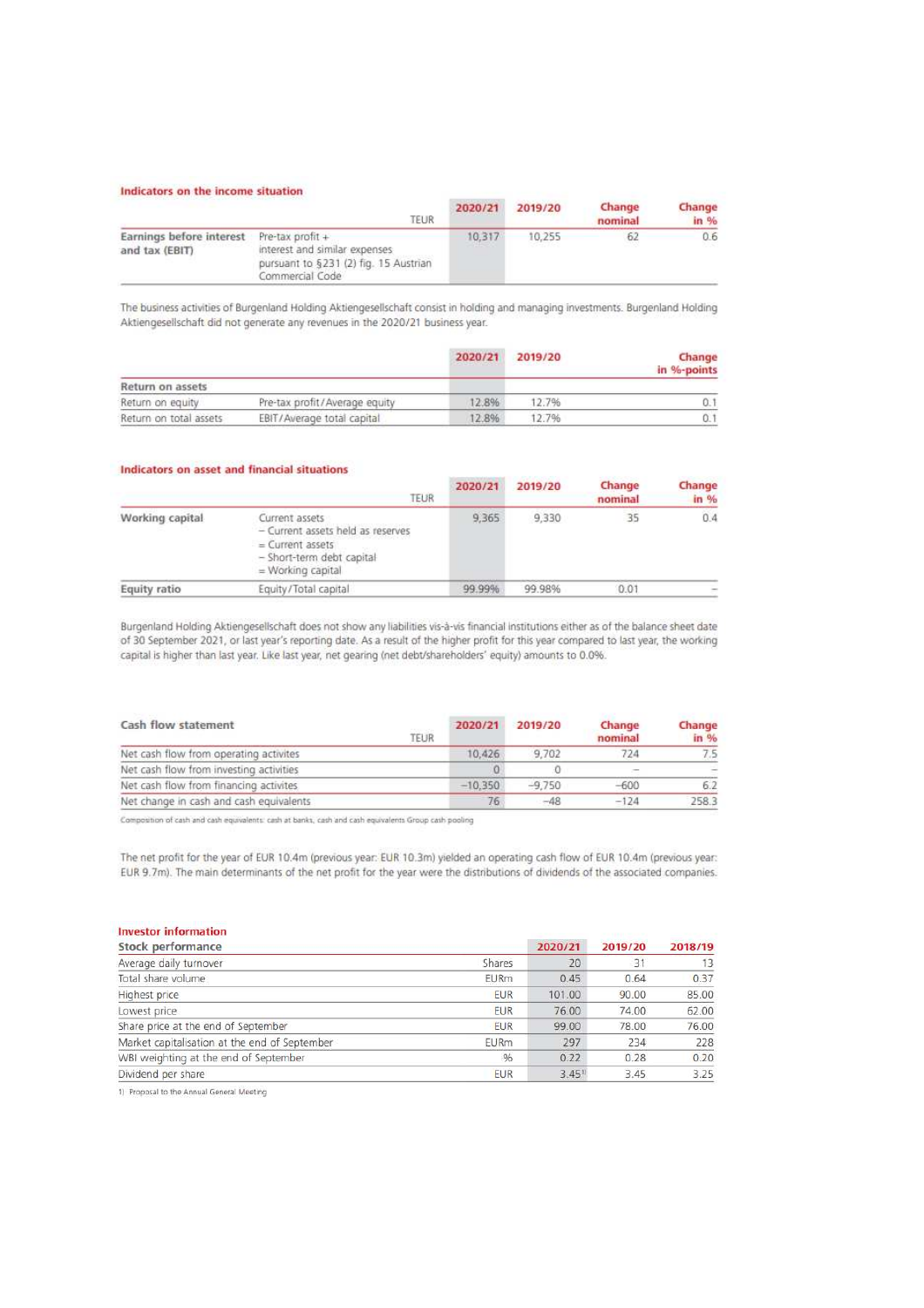### Indicators on the income situation

| | TEUR | 2020/21 | 2019/20 | Change nominal | Change in % |
|---|---|---|---|---|---|
| **Earnings before interest and tax (EBIT)** | Pre-tax profit + interest and similar expenses pursuant to §231 (2) fig. 15 Austrian Commercial Code | 10,317 | 10,255 | 62 | 0.6 |

The business activities of Burgenland Holding Aktiengesellschaft consist in holding and managing investments. Burgenland Holding Aktiengesellschaft did not generate any revenues in the 2020/21 business year.

| | | 2020/21 | 2019/20 | Change in %-points |
|---|---|---|---|---|
| **Return on assets** | | | | |
| Return on equity | Pre-tax profit/Average equity | 12.8% | 12.7% | 0.1 |
| Return on total assets | EBIT/Average total capital | 12.8% | 12.7% | 0.1 |

### Indicators on asset and financial situations

| | TEUR | 2020/21 | 2019/20 | Change nominal | Change in % |
|---|---|---|---|---|---|
| **Working capital** | Current assets<br>– Current assets held as reserves<br>= Current assets<br>– Short-term debt capital<br>= Working capital | 9,365 | 9,330 | 35 | 0.4 |
| **Equity ratio** | Equity/Total capital | 99.99% | 99.98% | 0.01 | – |

Burgenland Holding Aktiengesellschaft does not show any liabilities vis-à-vis financial institutions either as of the balance sheet date of 30 September 2021, or last year's reporting date. As a result of the higher profit for this year compared to last year, the working capital is higher than last year. Like last year, net gearing (net debt/shareholders' equity) amounts to 0.0%.

| Cash flow statement | TEUR | 2020/21 | 2019/20 | Change nominal | Change in % |
|---|---|---|---|---|---|
| Net cash flow from operating activites | | 10,426 | 9,702 | 724 | 7.5 |
| Net cash flow from investing activities | | 0 | 0 | – | – |
| Net cash flow from financing activites | | –10,350 | –9,750 | –600 | 6.2 |
| Net change in cash and cash equivalents | | 76 | –48 | –124 | 258.3 |

Composition of cash and cash equivalents: cash at banks, cash and cash equivalents Group cash pooling

The net profit for the year of EUR 10.4m (previous year: EUR 10.3m) yielded an operating cash flow of EUR 10.4m (previous year: EUR 9.7m). The main determinants of the net profit for the year were the distributions of dividends of the associated companies.

### Investor information

| Stock performance | | 2020/21 | 2019/20 | 2018/19 |
|---|---|---|---|---|
| Average daily turnover | Shares | 20 | 31 | 13 |
| Total share volume | EURm | 0.45 | 0.64 | 0.37 |
| Highest price | EUR | 101.00 | 90.00 | 85.00 |
| Lowest price | EUR | 76.00 | 74.00 | 62.00 |
| Share price at the end of September | EUR | 99.00 | 78.00 | 76.00 |
| Market capitalisation at the end of September | EURm | 297 | 234 | 228 |
| WBI weighting at the end of September | % | 0.22 | 0.28 | 0.20 |
| Dividend per share | EUR | 3.45[1] | 3.45 | 3.25 |

1) Proposal to the Annual General Meeting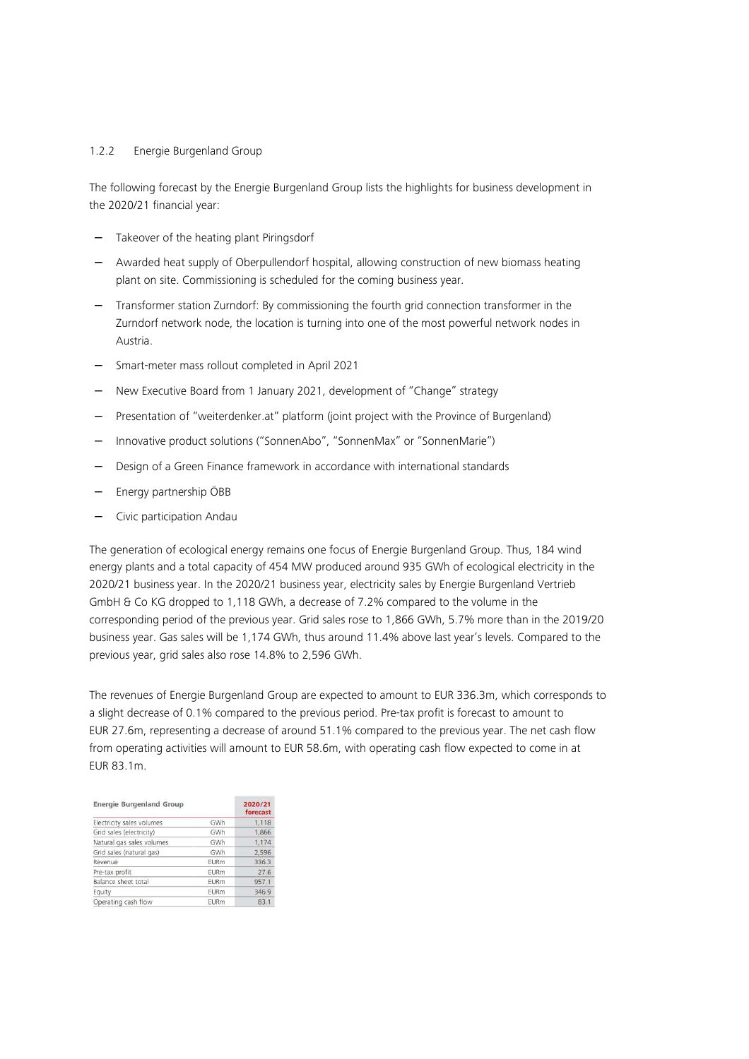### 1.2.2 Energie Burgenland Group

The following forecast by the Energie Burgenland Group lists the highlights for business development in the 2020/21 financial year:

- Takeover of the heating plant Piringsdorf
- Awarded heat supply of Oberpullendorf hospital, allowing construction of new biomass heating plant on site. Commissioning is scheduled for the coming business year.
- Transformer station Zurndorf: By commissioning the fourth grid connection transformer in the Zurndorf network node, the location is turning into one of the most powerful network nodes in Austria.
- Smart-meter mass rollout completed in April 2021
- New Executive Board from 1 January 2021, development of "Change" strategy
- Presentation of "weiterdenker.at" platform (joint project with the Province of Burgenland)
- Innovative product solutions ("SonnenAbo", "SonnenMax" or "SonnenMarie")
- Design of a Green Finance framework in accordance with international standards
- Energy partnership ÖBB
- Civic participation Andau

The generation of ecological energy remains one focus of Energie Burgenland Group. Thus, 184 wind energy plants and a total capacity of 454 MW produced around 935 GWh of ecological electricity in the 2020/21 business year. In the 2020/21 business year, electricity sales by Energie Burgenland Vertrieb GmbH & Co KG dropped to 1,118 GWh, a decrease of 7.2% compared to the volume in the corresponding period of the previous year. Grid sales rose to 1,866 GWh, 5.7% more than in the 2019/20 business year. Gas sales will be 1,174 GWh, thus around 11.4% above last year's levels. Compared to the previous year, grid sales also rose 14.8% to 2,596 GWh.

The revenues of Energie Burgenland Group are expected to amount to EUR 336.3m, which corresponds to a slight decrease of 0.1% compared to the previous period. Pre-tax profit is forecast to amount to EUR 27.6m, representing a decrease of around 51.1% compared to the previous year. The net cash flow from operating activities will amount to EUR 58.6m, with operating cash flow expected to come in at EUR 83.1m.

| Energie Burgenland Group | | 2020/21 forecast |
|---|---|---|
| Electricity sales volumes | GWh | 1,118 |
| Grid sales (electricity) | GWh | 1,866 |
| Natural gas sales volumes | GWh | 1,174 |
| Grid sales (natural gas) | GWh | 2,596 |
| Revenue | EURm | 336.3 |
| Pre-tax profit | EURm | 27.6 |
| Balance sheet total | EURm | 957.1 |
| Equity | EURm | 346.9 |
| Operating cash flow | EURm | 83.1 |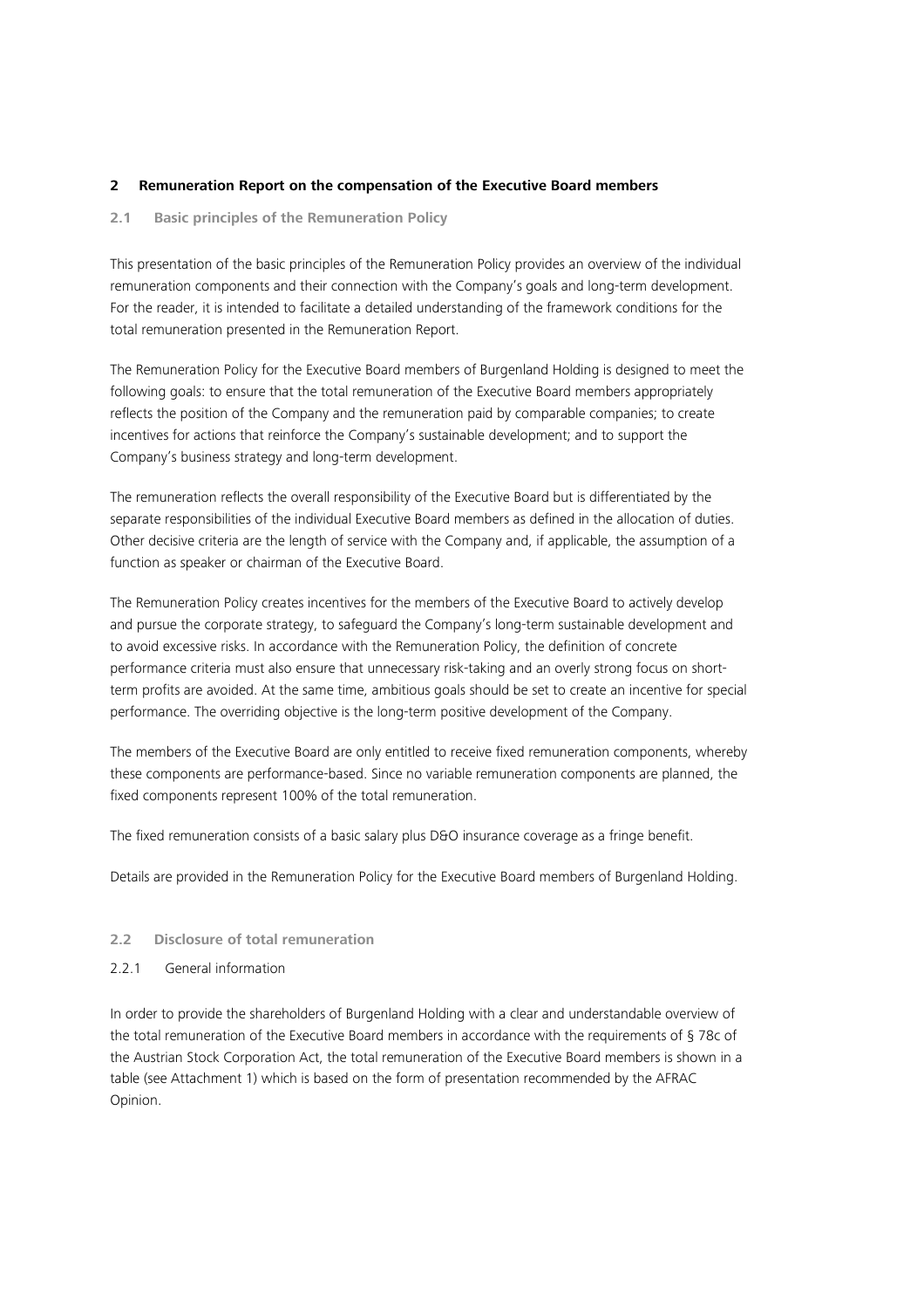## 2 Remuneration Report on the compensation of the Executive Board members

### 2.1 Basic principles of the Remuneration Policy

This presentation of the basic principles of the Remuneration Policy provides an overview of the individual remuneration components and their connection with the Company's goals and long-term development. For the reader, it is intended to facilitate a detailed understanding of the framework conditions for the total remuneration presented in the Remuneration Report.

The Remuneration Policy for the Executive Board members of Burgenland Holding is designed to meet the following goals: to ensure that the total remuneration of the Executive Board members appropriately reflects the position of the Company and the remuneration paid by comparable companies; to create incentives for actions that reinforce the Company's sustainable development; and to support the Company's business strategy and long-term development.

The remuneration reflects the overall responsibility of the Executive Board but is differentiated by the separate responsibilities of the individual Executive Board members as defined in the allocation of duties. Other decisive criteria are the length of service with the Company and, if applicable, the assumption of a function as speaker or chairman of the Executive Board.

The Remuneration Policy creates incentives for the members of the Executive Board to actively develop and pursue the corporate strategy, to safeguard the Company's long-term sustainable development and to avoid excessive risks. In accordance with the Remuneration Policy, the definition of concrete performance criteria must also ensure that unnecessary risk-taking and an overly strong focus on short-term profits are avoided. At the same time, ambitious goals should be set to create an incentive for special performance. The overriding objective is the long-term positive development of the Company.

The members of the Executive Board are only entitled to receive fixed remuneration components, whereby these components are performance-based. Since no variable remuneration components are planned, the fixed components represent 100% of the total remuneration.

The fixed remuneration consists of a basic salary plus D&O insurance coverage as a fringe benefit.

Details are provided in the Remuneration Policy for the Executive Board members of Burgenland Holding.

### 2.2 Disclosure of total remuneration

#### 2.2.1 General information

In order to provide the shareholders of Burgenland Holding with a clear and understandable overview of the total remuneration of the Executive Board members in accordance with the requirements of § 78c of the Austrian Stock Corporation Act, the total remuneration of the Executive Board members is shown in a table (see Attachment 1) which is based on the form of presentation recommended by the AFRAC Opinion.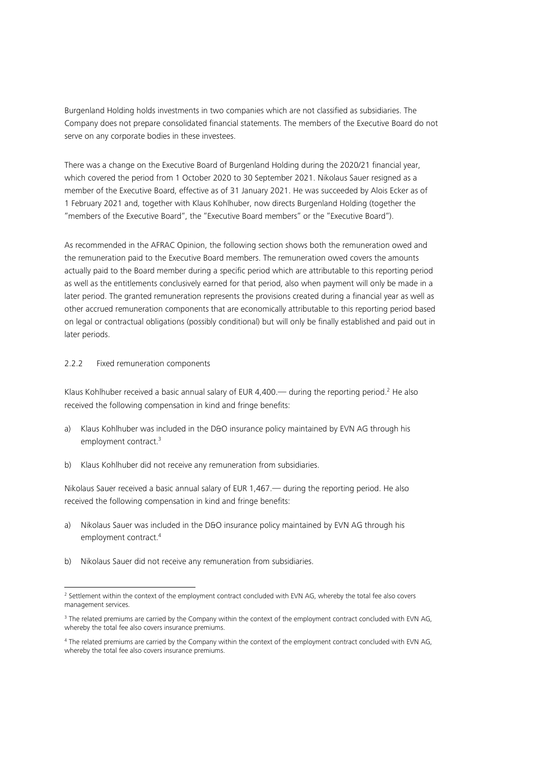Burgenland Holding holds investments in two companies which are not classified as subsidiaries. The Company does not prepare consolidated financial statements. The members of the Executive Board do not serve on any corporate bodies in these investees.

There was a change on the Executive Board of Burgenland Holding during the 2020/21 financial year, which covered the period from 1 October 2020 to 30 September 2021. Nikolaus Sauer resigned as a member of the Executive Board, effective as of 31 January 2021. He was succeeded by Alois Ecker as of 1 February 2021 and, together with Klaus Kohlhuber, now directs Burgenland Holding (together the "members of the Executive Board", the "Executive Board members" or the "Executive Board").

As recommended in the AFRAC Opinion, the following section shows both the remuneration owed and the remuneration paid to the Executive Board members. The remuneration owed covers the amounts actually paid to the Board member during a specific period which are attributable to this reporting period as well as the entitlements conclusively earned for that period, also when payment will only be made in a later period. The granted remuneration represents the provisions created during a financial year as well as other accrued remuneration components that are economically attributable to this reporting period based on legal or contractual obligations (possibly conditional) but will only be finally established and paid out in later periods.

### 2.2.2 Fixed remuneration components

Klaus Kohlhuber received a basic annual salary of EUR 4,400.— during the reporting period.[2] He also received the following compensation in kind and fringe benefits:

a) Klaus Kohlhuber was included in the D&O insurance policy maintained by EVN AG through his employment contract.[3]

b) Klaus Kohlhuber did not receive any remuneration from subsidiaries.

Nikolaus Sauer received a basic annual salary of EUR 1,467.— during the reporting period. He also received the following compensation in kind and fringe benefits:

a) Nikolaus Sauer was included in the D&O insurance policy maintained by EVN AG through his employment contract.[4]

b) Nikolaus Sauer did not receive any remuneration from subsidiaries.

---

[2] Settlement within the context of the employment contract concluded with EVN AG, whereby the total fee also covers management services.

[3] The related premiums are carried by the Company within the context of the employment contract concluded with EVN AG, whereby the total fee also covers insurance premiums.

[4] The related premiums are carried by the Company within the context of the employment contract concluded with EVN AG, whereby the total fee also covers insurance premiums.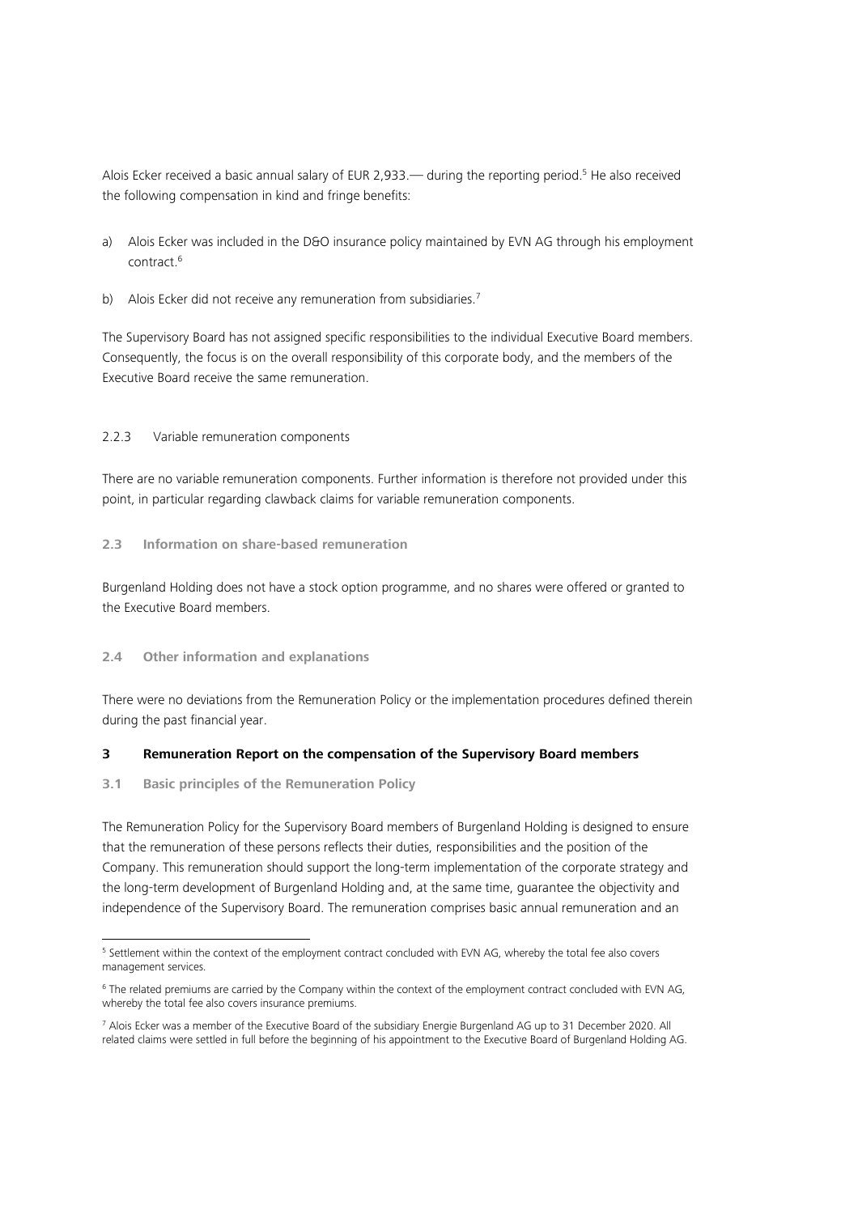Alois Ecker received a basic annual salary of EUR 2,933.— during the reporting period.[5] He also received the following compensation in kind and fringe benefits:

a) Alois Ecker was included in the D&O insurance policy maintained by EVN AG through his employment contract.[6]

b) Alois Ecker did not receive any remuneration from subsidiaries.[7]

The Supervisory Board has not assigned specific responsibilities to the individual Executive Board members. Consequently, the focus is on the overall responsibility of this corporate body, and the members of the Executive Board receive the same remuneration.

#### 2.2.3 Variable remuneration components

There are no variable remuneration components. Further information is therefore not provided under this point, in particular regarding clawback claims for variable remuneration components.

### 2.3 Information on share-based remuneration

Burgenland Holding does not have a stock option programme, and no shares were offered or granted to the Executive Board members.

### 2.4 Other information and explanations

There were no deviations from the Remuneration Policy or the implementation procedures defined therein during the past financial year.

## 3 Remuneration Report on the compensation of the Supervisory Board members

### 3.1 Basic principles of the Remuneration Policy

The Remuneration Policy for the Supervisory Board members of Burgenland Holding is designed to ensure that the remuneration of these persons reflects their duties, responsibilities and the position of the Company. This remuneration should support the long-term implementation of the corporate strategy and the long-term development of Burgenland Holding and, at the same time, guarantee the objectivity and independence of the Supervisory Board. The remuneration comprises basic annual remuneration and an

---

[5] Settlement within the context of the employment contract concluded with EVN AG, whereby the total fee also covers management services.

[6] The related premiums are carried by the Company within the context of the employment contract concluded with EVN AG, whereby the total fee also covers insurance premiums.

[7] Alois Ecker was a member of the Executive Board of the subsidiary Energie Burgenland AG up to 31 December 2020. All related claims were settled in full before the beginning of his appointment to the Executive Board of Burgenland Holding AG.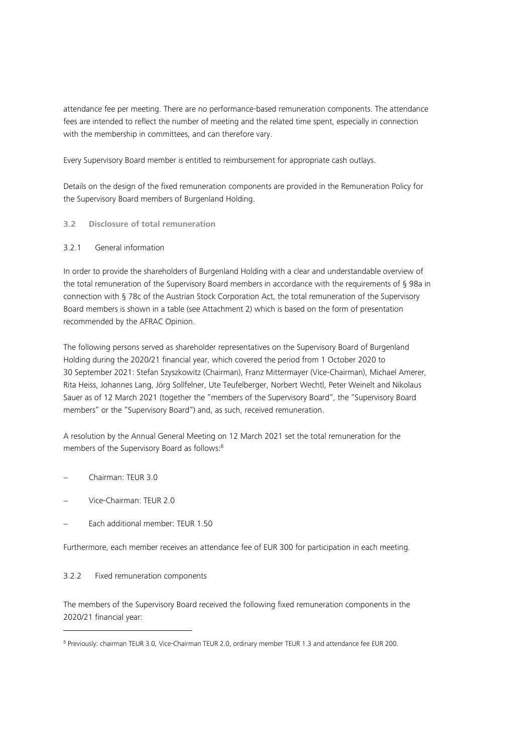attendance fee per meeting. There are no performance-based remuneration components. The attendance fees are intended to reflect the number of meeting and the related time spent, especially in connection with the membership in committees, and can therefore vary.

Every Supervisory Board member is entitled to reimbursement for appropriate cash outlays.

Details on the design of the fixed remuneration components are provided in the Remuneration Policy for the Supervisory Board members of Burgenland Holding.

### 3.2 Disclosure of total remuneration

#### 3.2.1 General information

In order to provide the shareholders of Burgenland Holding with a clear and understandable overview of the total remuneration of the Supervisory Board members in accordance with the requirements of § 98a in connection with § 78c of the Austrian Stock Corporation Act, the total remuneration of the Supervisory Board members is shown in a table (see Attachment 2) which is based on the form of presentation recommended by the AFRAC Opinion.

The following persons served as shareholder representatives on the Supervisory Board of Burgenland Holding during the 2020/21 financial year, which covered the period from 1 October 2020 to 30 September 2021: Stefan Szyszkowitz (Chairman), Franz Mittermayer (Vice-Chairman), Michael Amerer, Rita Heiss, Johannes Lang, Jörg Sollfelner, Ute Teufelberger, Norbert Wechtl, Peter Weinelt and Nikolaus Sauer as of 12 March 2021 (together the "members of the Supervisory Board", the "Supervisory Board members" or the "Supervisory Board") and, as such, received remuneration.

A resolution by the Annual General Meeting on 12 March 2021 set the total remuneration for the members of the Supervisory Board as follows:[8]

- Chairman: TEUR 3.0
- Vice-Chairman: TEUR 2.0
- Each additional member: TEUR 1.50

Furthermore, each member receives an attendance fee of EUR 300 for participation in each meeting.

#### 3.2.2 Fixed remuneration components

The members of the Supervisory Board received the following fixed remuneration components in the 2020/21 financial year:

[8] Previously: chairman TEUR 3.0, Vice-Chairman TEUR 2.0, ordinary member TEUR 1.3 and attendance fee EUR 200.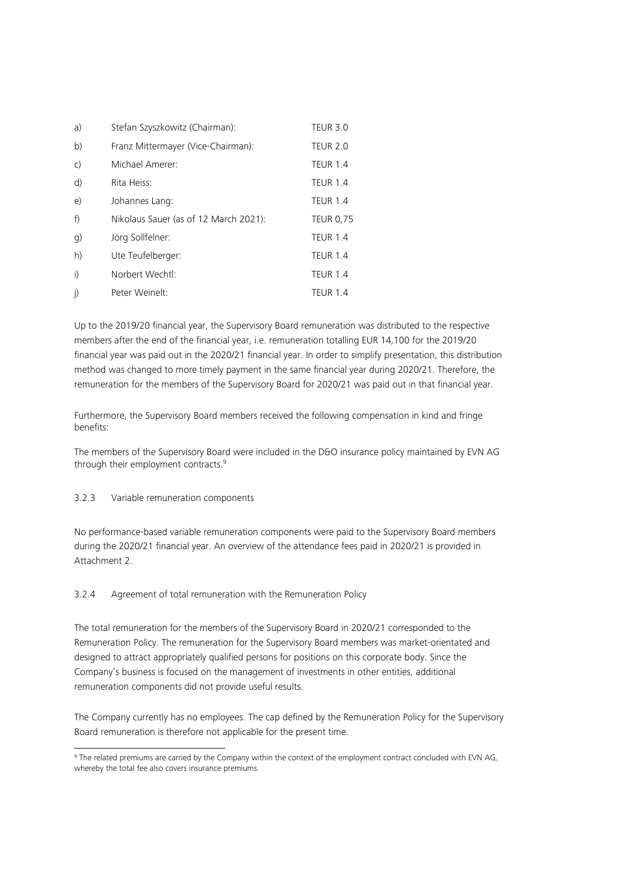a) Stefan Szyszkowitz (Chairman): TEUR 3.0

b) Franz Mittermayer (Vice-Chairman): TEUR 2.0

c) Michael Amerer: TEUR 1.4

d) Rita Heiss: TEUR 1.4

e) Johannes Lang: TEUR 1.4

f) Nikolaus Sauer (as of 12 March 2021): TEUR 0,75

g) Jörg Sollfelner: TEUR 1.4

h) Ute Teufelberger: TEUR 1.4

i) Norbert Wechtl: TEUR 1.4

j) Peter Weinelt: TEUR 1.4

Up to the 2019/20 financial year, the Supervisory Board remuneration was distributed to the respective members after the end of the financial year, i.e. remuneration totalling EUR 14,100 for the 2019/20 financial year was paid out in the 2020/21 financial year. In order to simplify presentation, this distribution method was changed to more timely payment in the same financial year during 2020/21. Therefore, the remuneration for the members of the Supervisory Board for 2020/21 was paid out in that financial year.

Furthermore, the Supervisory Board members received the following compensation in kind and fringe benefits:

The members of the Supervisory Board were included in the D&O insurance policy maintained by EVN AG through their employment contracts.[9]

### 3.2.3 Variable remuneration components

No performance-based variable remuneration components were paid to the Supervisory Board members during the 2020/21 financial year. An overview of the attendance fees paid in 2020/21 is provided in Attachment 2.

### 3.2.4 Agreement of total remuneration with the Remuneration Policy

The total remuneration for the members of the Supervisory Board in 2020/21 corresponded to the Remuneration Policy. The remuneration for the Supervisory Board members was market-orientated and designed to attract appropriately qualified persons for positions on this corporate body. Since the Company's business is focused on the management of investments in other entities, additional remuneration components did not provide useful results.

The Company currently has no employees. The cap defined by the Remuneration Policy for the Supervisory Board remuneration is therefore not applicable for the present time.

[9] The related premiums are carried by the Company within the context of the employment contract concluded with EVN AG, whereby the total fee also covers insurance premiums.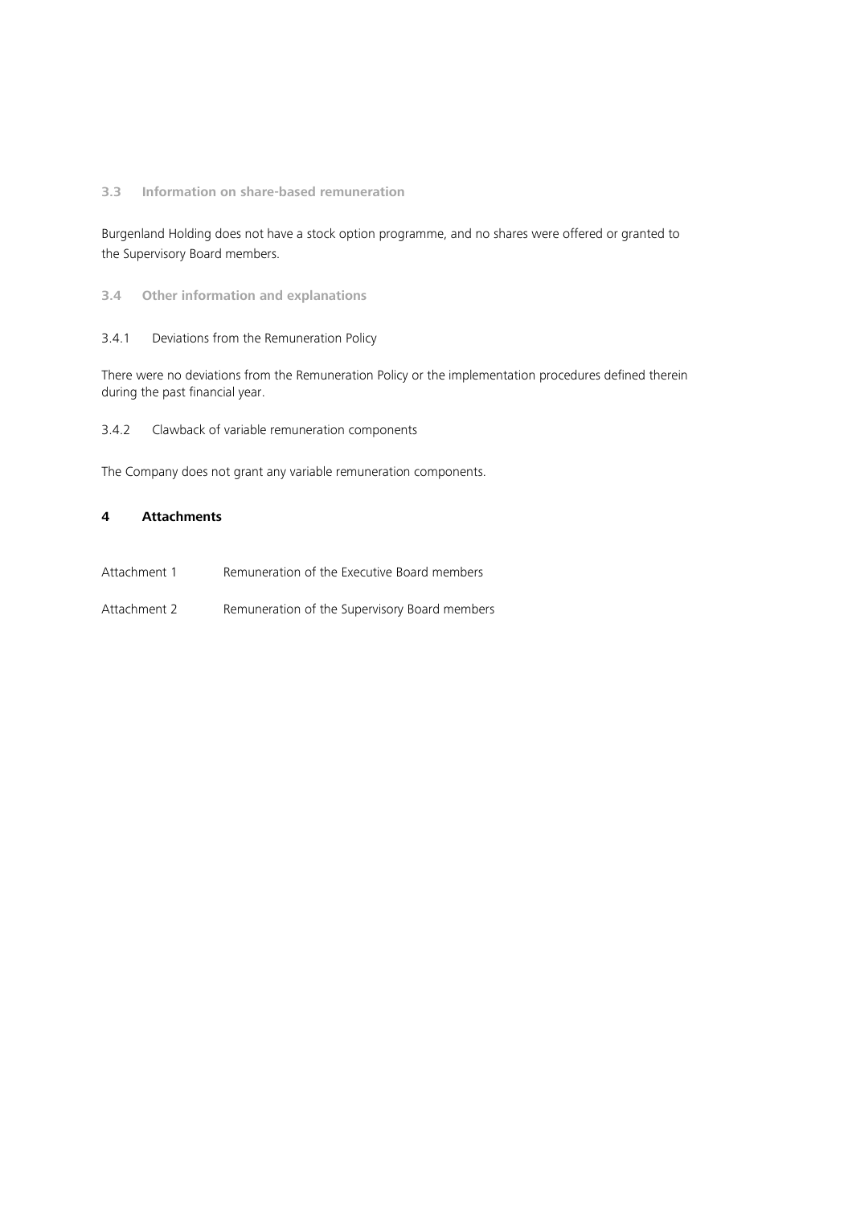### 3.3 Information on share-based remuneration

Burgenland Holding does not have a stock option programme, and no shares were offered or granted to the Supervisory Board members.

### 3.4 Other information and explanations

#### 3.4.1 Deviations from the Remuneration Policy

There were no deviations from the Remuneration Policy or the implementation procedures defined therein during the past financial year.

#### 3.4.2 Clawback of variable remuneration components

The Company does not grant any variable remuneration components.

## 4 Attachments

Attachment 1 Remuneration of the Executive Board members

Attachment 2 Remuneration of the Supervisory Board members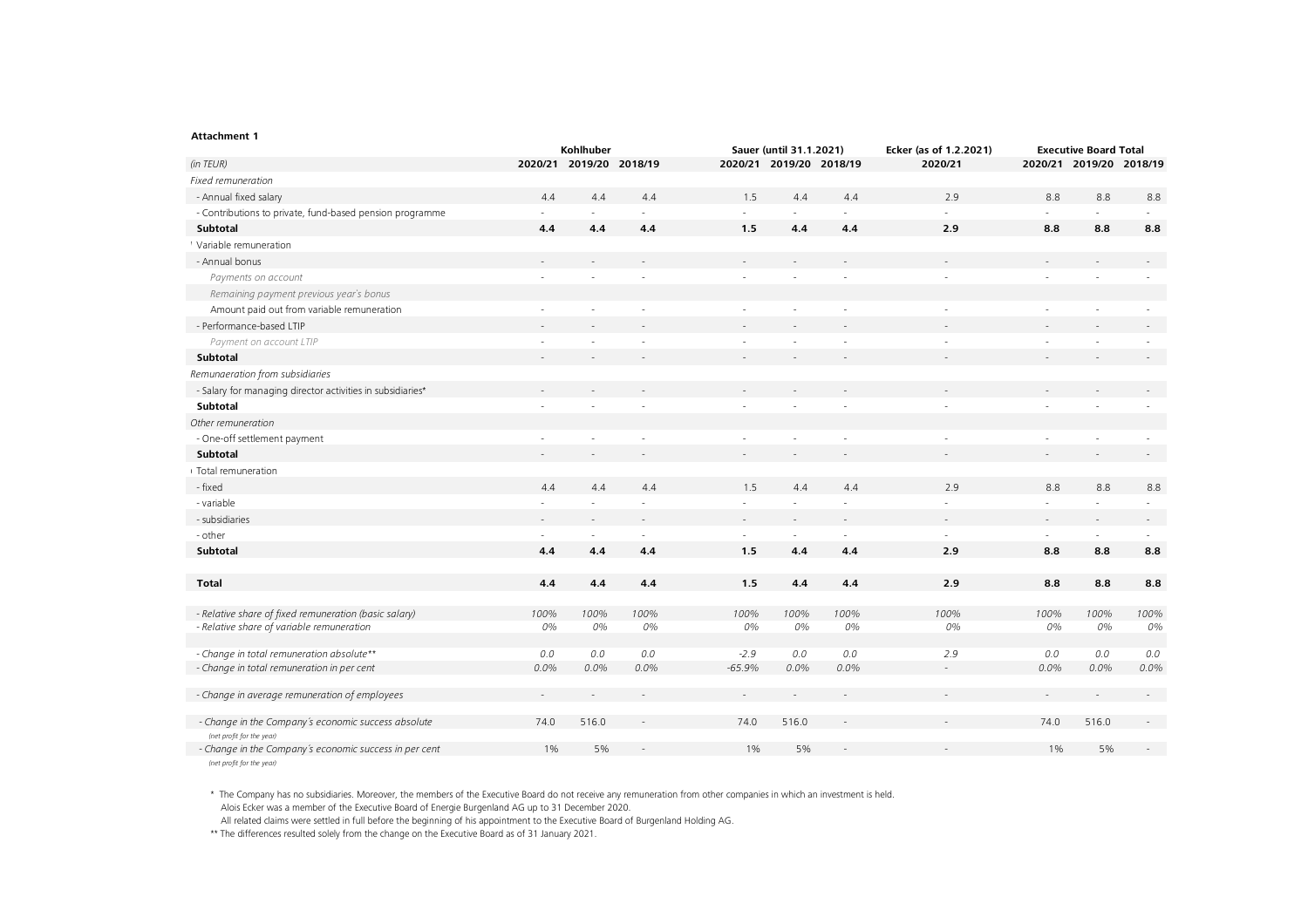**Attachment 1**

| (in TEUR) | Kohlhuber | | | Sauer (until 31.1.2021) | | | Ecker (as of 1.2.2021) | Executive Board Total | | |
|---|---|---|---|---|---|---|---|---|---|---|
| | 2020/21 | 2019/20 | 2018/19 | 2020/21 | 2019/20 | 2018/19 | 2020/21 | 2020/21 | 2019/20 | 2018/19 |
| *Fixed remuneration* | | | | | | | | | | |
| - Annual fixed salary | 4.4 | 4.4 | 4.4 | 1.5 | 4.4 | 4.4 | 2.9 | 8.8 | 8.8 | 8.8 |
| - Contributions to private, fund-based pension programme | - | - | - | - | - | - | - | - | - | - |
| **Subtotal** | **4.4** | **4.4** | **4.4** | **1.5** | **4.4** | **4.4** | **2.9** | **8.8** | **8.8** | **8.8** |
| Variable remuneration | | | | | | | | | | |
| - Annual bonus | - | - | - | - | - | - | - | - | - | - |
| *Payments on account* | - | - | - | - | - | - | - | - | - | - |
| *Remaining payment previous year's bonus* | | | | | | | | | | |
| Amount paid out from variable remuneration | - | - | - | - | - | - | - | - | - | - |
| - Performance-based LTIP | - | - | - | - | - | - | - | - | - | - |
| *Payment on account LTIP* | - | - | - | - | - | - | - | - | - | - |
| **Subtotal** | - | - | - | - | - | - | - | - | - | - |
| *Remunaeration from subsidiaries* | | | | | | | | | | |
| - Salary for managing director activities in subsidiaries* | - | - | - | - | - | - | - | - | - | - |
| **Subtotal** | - | - | - | - | - | - | - | - | - | - |
| *Other remuneration* | | | | | | | | | | |
| - One-off settlement payment | - | - | - | - | - | - | - | - | - | - |
| **Subtotal** | - | - | - | - | - | - | - | - | - | - |
| Total remuneration | | | | | | | | | | |
| - fixed | 4.4 | 4.4 | 4.4 | 1.5 | 4.4 | 4.4 | 2.9 | 8.8 | 8.8 | 8.8 |
| - variable | - | - | - | - | - | - | - | - | - | - |
| - subsidiaries | - | - | - | - | - | - | - | - | - | - |
| - other | - | - | - | - | - | - | - | - | - | - |
| **Subtotal** | **4.4** | **4.4** | **4.4** | **1.5** | **4.4** | **4.4** | **2.9** | **8.8** | **8.8** | **8.8** |
| **Total** | **4.4** | **4.4** | **4.4** | **1.5** | **4.4** | **4.4** | **2.9** | **8.8** | **8.8** | **8.8** |
| *- Relative share of fixed remuneration (basic salary)* | *100%* | *100%* | *100%* | *100%* | *100%* | *100%* | *100%* | *100%* | *100%* | *100%* |
| *- Relative share of variable remuneration* | *0%* | *0%* | *0%* | *0%* | *0%* | *0%* | *0%* | *0%* | *0%* | *0%* |
| *- Change in total remuneration absolute*** | *0.0* | *0.0* | *0.0* | *-2.9* | *0.0* | *0.0* | *2.9* | *0.0* | *0.0* | *0.0* |
| *- Change in total remuneration in per cent* | *0.0%* | *0.0%* | *0.0%* | *-65.9%* | *0.0%* | *0.0%* | - | *0.0%* | *0.0%* | *0.0%* |
| *- Change in average remuneration of employees* | - | - | - | - | - | - | - | - | - | - |
| *- Change in the Company's economic success absolute* (net profit for the year) | 74.0 | 516.0 | - | 74.0 | 516.0 | - | - | 74.0 | 516.0 | - |
| *- Change in the Company's economic success in per cent* (net profit for the year) | 1% | 5% | - | 1% | 5% | - | - | 1% | 5% | - |

\* The Company has no subsidiaries. Moreover, the members of the Executive Board do not receive any remuneration from other companies in which an investment is held.
Alois Ecker was a member of the Executive Board of Energie Burgenland AG up to 31 December 2020.
All related claims were settled in full before the beginning of his appointment to the Executive Board of Burgenland Holding AG.

\*\* The differences resulted solely from the change on the Executive Board as of 31 January 2021.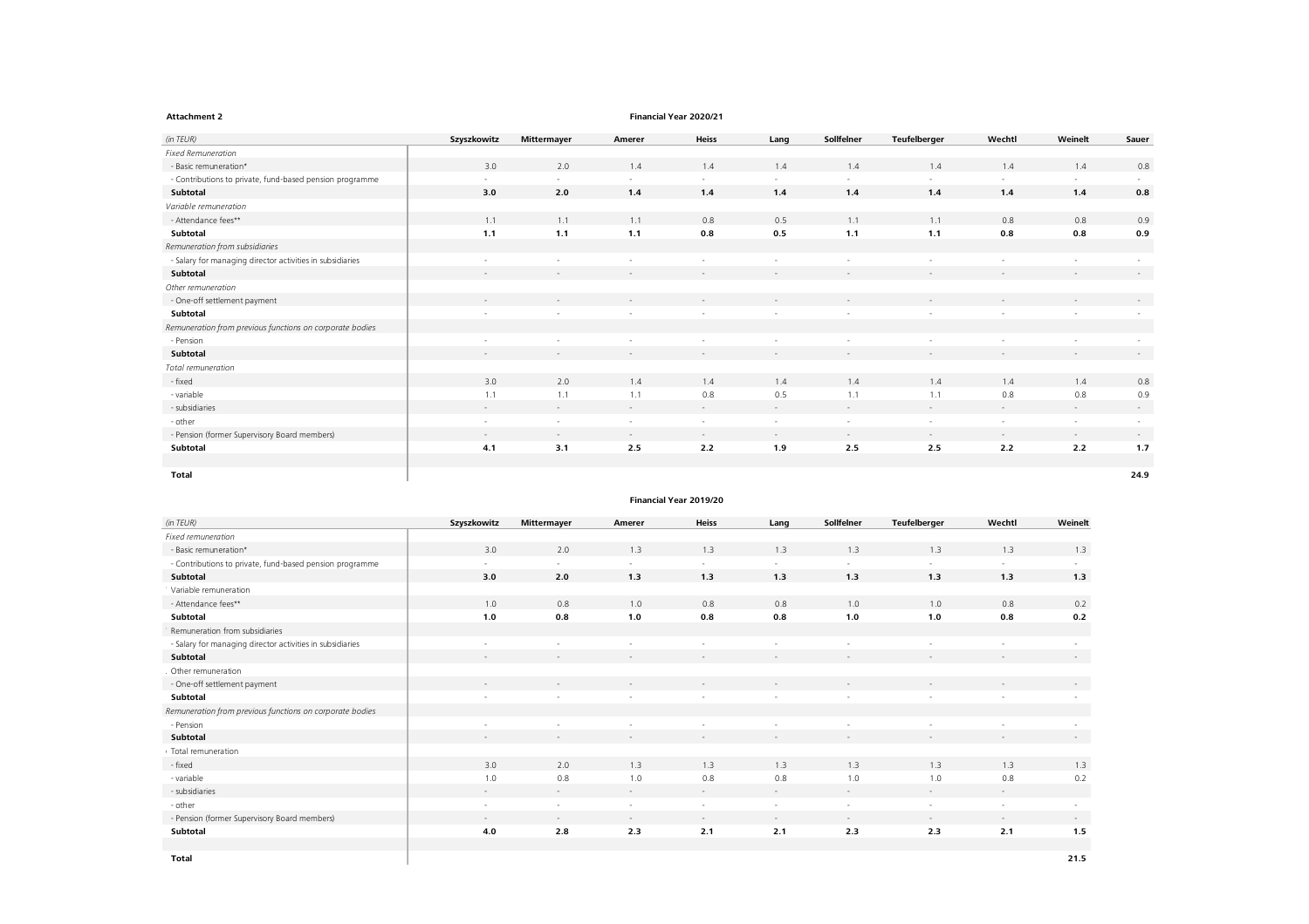**Attachment 2**

**Financial Year 2020/21**

| *(in TEUR)* | Szyszkowitz | Mittermayer | Amerer | Heiss | Lang | Sollfelner | Teufelberger | Wechtl | Weinelt | Sauer |
|---|---|---|---|---|---|---|---|---|---|---|
| *Fixed Remuneration* | | | | | | | | | | |
| - Basic remuneration* | 3.0 | 2.0 | 1.4 | 1.4 | 1.4 | 1.4 | 1.4 | 1.4 | 1.4 | 0.8 |
| - Contributions to private, fund-based pension programme | - | - | - | - | - | - | - | - | - | - |
| **Subtotal** | **3.0** | **2.0** | **1.4** | **1.4** | **1.4** | **1.4** | **1.4** | **1.4** | **1.4** | **0.8** |
| *Variable remuneration* | | | | | | | | | | |
| - Attendance fees** | 1.1 | 1.1 | 1.1 | 0.8 | 0.5 | 1.1 | 1.1 | 0.8 | 0.8 | 0.9 |
| **Subtotal** | **1.1** | **1.1** | **1.1** | **0.8** | **0.5** | **1.1** | **1.1** | **0.8** | **0.8** | **0.9** |
| *Remuneration from subsidiaries* | | | | | | | | | | |
| - Salary for managing director activities in subsidiaries | - | - | - | - | - | - | - | - | - | - |
| **Subtotal** | - | - | - | - | - | - | - | - | - | - |
| *Other remuneration* | | | | | | | | | | |
| - One-off settlement payment | - | - | - | - | - | - | - | - | - | - |
| **Subtotal** | - | - | - | - | - | - | - | - | - | - |
| *Remuneration from previous functions on corporate bodies* | | | | | | | | | | |
| - Pension | - | - | - | - | - | - | - | - | - | - |
| **Subtotal** | - | - | - | - | - | - | - | - | - | - |
| *Total remuneration* | | | | | | | | | | |
| - fixed | 3.0 | 2.0 | 1.4 | 1.4 | 1.4 | 1.4 | 1.4 | 1.4 | 1.4 | 0.8 |
| - variable | 1.1 | 1.1 | 1.1 | 0.8 | 0.5 | 1.1 | 1.1 | 0.8 | 0.8 | 0.9 |
| - subsidiaries | - | - | - | - | - | - | - | - | - | - |
| - other | - | - | - | - | - | - | - | - | - | - |
| - Pension (former Supervisory Board members) | - | - | - | - | - | - | - | - | - | - |
| **Subtotal** | **4.1** | **3.1** | **2.5** | **2.2** | **1.9** | **2.5** | **2.5** | **2.2** | **2.2** | **1.7** |
| **Total** | | | | | | | | | | **24.9** |

**Financial Year 2019/20**

| *(in TEUR)* | Szyszkowitz | Mittermayer | Amerer | Heiss | Lang | Sollfelner | Teufelberger | Wechtl | Weinelt |
|---|---|---|---|---|---|---|---|---|---|
| *Fixed remuneration* | | | | | | | | | |
| - Basic remuneration* | 3.0 | 2.0 | 1.3 | 1.3 | 1.3 | 1.3 | 1.3 | 1.3 | 1.3 |
| - Contributions to private, fund-based pension programme | - | - | - | - | - | - | - | - | - |
| **Subtotal** | **3.0** | **2.0** | **1.3** | **1.3** | **1.3** | **1.3** | **1.3** | **1.3** | **1.3** |
| Variable remuneration | | | | | | | | | |
| - Attendance fees** | 1.0 | 0.8 | 1.0 | 0.8 | 0.8 | 1.0 | 1.0 | 0.8 | 0.2 |
| **Subtotal** | **1.0** | **0.8** | **1.0** | **0.8** | **0.8** | **1.0** | **1.0** | **0.8** | **0.2** |
| Remuneration from subsidiaries | | | | | | | | | |
| - Salary for managing director activities in subsidiaries | - | - | - | - | - | - | - | - | - |
| **Subtotal** | - | - | - | - | - | - | - | - | - |
| Other remuneration | | | | | | | | | |
| - One-off settlement payment | - | - | - | - | - | - | - | - | - |
| **Subtotal** | - | - | - | - | - | - | - | - | - |
| *Remuneration from previous functions on corporate bodies* | | | | | | | | | |
| - Pension | - | - | - | - | - | - | - | - | - |
| **Subtotal** | - | - | - | - | - | - | - | - | - |
| Total remuneration | | | | | | | | | |
| - fixed | 3.0 | 2.0 | 1.3 | 1.3 | 1.3 | 1.3 | 1.3 | 1.3 | 1.3 |
| - variable | 1.0 | 0.8 | 1.0 | 0.8 | 0.8 | 1.0 | 1.0 | 0.8 | 0.2 |
| - subsidiaries | - | - | - | - | - | - | - | - | - |
| - other | - | - | - | - | - | - | - | - | - |
| - Pension (former Supervisory Board members) | - | - | - | - | - | - | - | - | - |
| **Subtotal** | **4.0** | **2.8** | **2.3** | **2.1** | **2.1** | **2.3** | **2.3** | **2.1** | **1.5** |
| **Total** | | | | | | | | | **21.5** |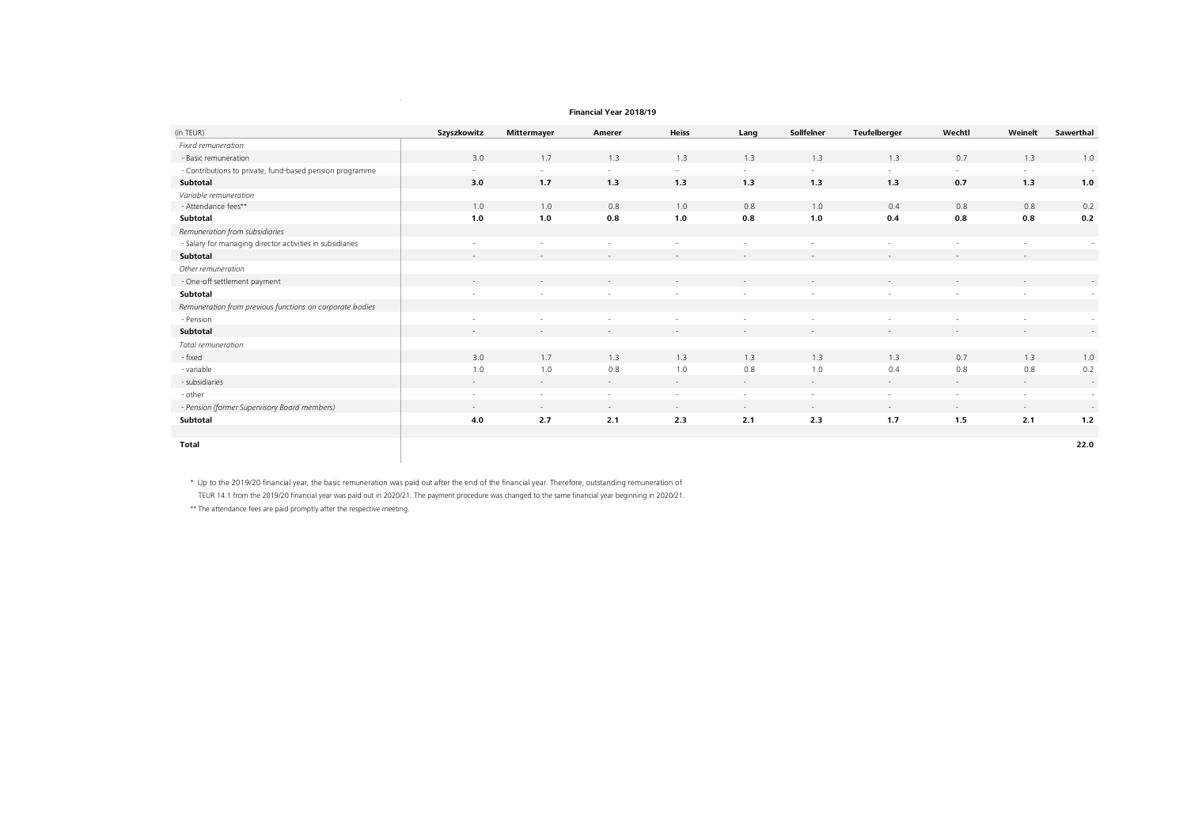**Financial Year 2018/19**

| (in TEUR) | Szyszkowitz | Mittermayer | Amerer | Heiss | Lang | Sollfelner | Teufelberger | Wechtl | Weinelt | Sawerthal |
|---|---|---|---|---|---|---|---|---|---|---|
| *Fixed remuneration* | | | | | | | | | | |
| - Basic remuneration | 3.0 | 1.7 | 1.3 | 1.3 | 1.3 | 1.3 | 1.3 | 0.7 | 1.3 | 1.0 |
| - Contributions to private, fund-based pension programme | - | - | - | - | - | - | - | - | - | - |
| **Subtotal** | **3.0** | **1.7** | **1.3** | **1.3** | **1.3** | **1.3** | **1.3** | **0.7** | **1.3** | **1.0** |
| *Variable remuneration* | | | | | | | | | | |
| - Attendance fees** | 1.0 | 1.0 | 0.8 | 1.0 | 0.8 | 1.0 | 0.4 | 0.8 | 0.8 | 0.2 |
| **Subtotal** | **1.0** | **1.0** | **0.8** | **1.0** | **0.8** | **1.0** | **0.4** | **0.8** | **0.8** | **0.2** |
| *Remuneration from subsidiaries* | | | | | | | | | | |
| - Salary for managing director activities in subsidiaries | - | - | - | - | - | - | - | - | - | - |
| **Subtotal** | - | - | - | - | - | - | - | - | - | |
| *Other remuneration* | | | | | | | | | | |
| - One-off settlement payment | - | - | - | - | - | - | - | - | - | - |
| **Subtotal** | - | - | - | - | - | - | - | - | - | - |
| *Remuneration from previous functions on corporate bodies* | | | | | | | | | | |
| - Pension | - | - | - | - | - | - | - | - | - | - |
| **Subtotal** | - | - | - | - | - | - | - | - | - | - |
| *Total remuneration* | | | | | | | | | | |
| - fixed | 3.0 | 1.7 | 1.3 | 1.3 | 1.3 | 1.3 | 1.3 | 0.7 | 1.3 | 1.0 |
| - variable | 1.0 | 1.0 | 0.8 | 1.0 | 0.8 | 1.0 | 0.4 | 0.8 | 0.8 | 0.2 |
| - subsidiaries | - | - | - | - | - | - | - | - | - | - |
| - other | - | - | - | - | - | - | - | - | - | - |
| *- Pension (former Supervisory Board members)* | - | - | - | - | - | - | - | - | - | - |
| **Subtotal** | **4.0** | **2.7** | **2.1** | **2.3** | **2.1** | **2.3** | **1.7** | **1.5** | **2.1** | **1.2** |
| **Total** | | | | | | | | | | **22.0** |

\* Up to the 2019/20 financial year, the basic remuneration was paid out after the end of the financial year. Therefore, outstanding remuneration of TEUR 14.1 from the 2019/20 financial year was paid out in 2020/21. The payment procedure was changed to the same financial year beginning in 2020/21.

** The attendance fees are paid promptly after the respective meeting.